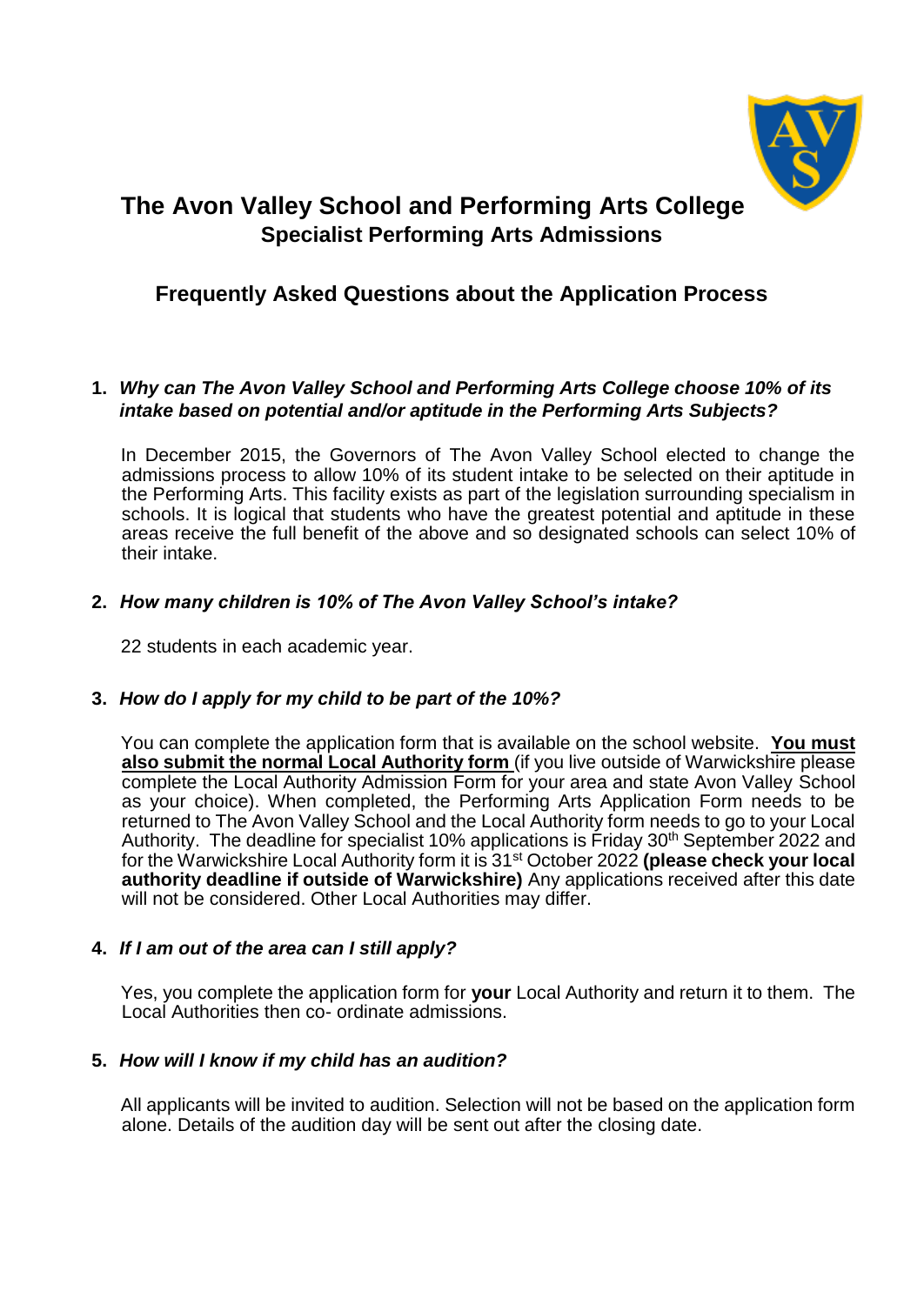# The Avon Valley School and Performing Arts College

## Specialist Performing Arts Admissions

## Frequently Asked Questions about the Application Process

1. ***Why can The Avon Valley School and Performing Arts College choose 10% of its intake based on potential and/or aptitude in the Performing Arts Subjects?***

   In December 2015, the Governors of The Avon Valley School elected to change the admissions process to allow 10% of its student intake to be selected on their aptitude in the Performing Arts. This facility exists as part of the legislation surrounding specialism in schools. It is logical that students who have the greatest potential and aptitude in these areas receive the full benefit of the above and so designated schools can select 10% of their intake.

2. ***How many children is 10% of The Avon Valley School's intake?***

   22 students in each academic year.

3. ***How do I apply for my child to be part of the 10%?***

   You can complete the application form that is available on the school website. **<u>You must also submit the normal Local Authority form</u>** (if you live outside of Warwickshire please complete the Local Authority Admission Form for your area and state Avon Valley School as your choice). When completed, the Performing Arts Application Form needs to be returned to The Avon Valley School and the Local Authority form needs to go to your Local Authority. The deadline for specialist 10% applications is Friday 30th September 2022 and for the Warwickshire Local Authority form it is 31st October 2022 **(please check your local authority deadline if outside of Warwickshire)** Any applications received after this date will not be considered. Other Local Authorities may differ.

4. ***If I am out of the area can I still apply?***

   Yes, you complete the application form for **your** Local Authority and return it to them. The Local Authorities then co- ordinate admissions.

5. ***How will I know if my child has an audition?***

   All applicants will be invited to audition. Selection will not be based on the application form alone. Details of the audition day will be sent out after the closing date.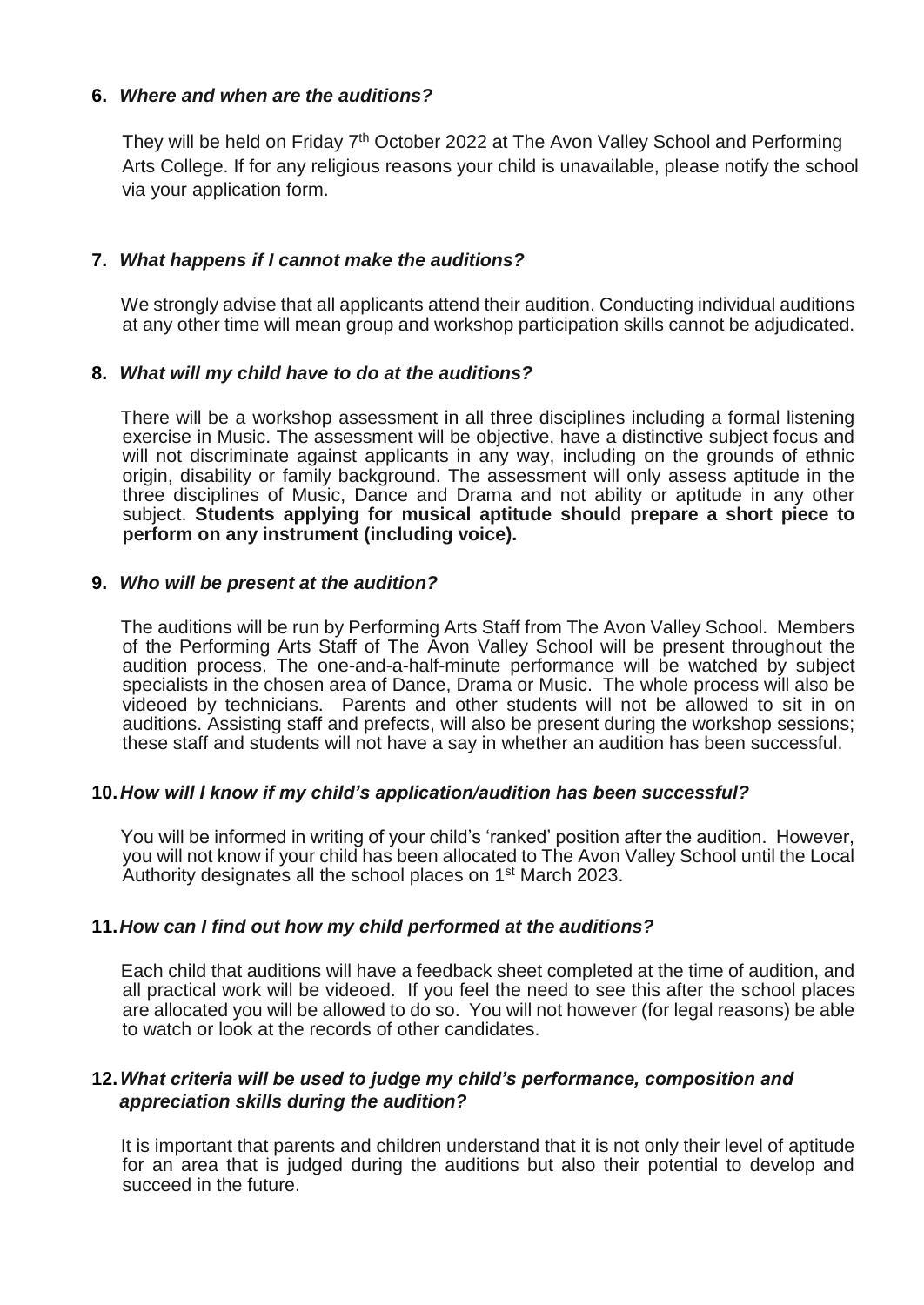**6.** ***Where and when are the auditions?***

They will be held on Friday 7th October 2022 at The Avon Valley School and Performing Arts College. If for any religious reasons your child is unavailable, please notify the school via your application form.

**7.** ***What happens if I cannot make the auditions?***

We strongly advise that all applicants attend their audition. Conducting individual auditions at any other time will mean group and workshop participation skills cannot be adjudicated.

**8.** ***What will my child have to do at the auditions?***

There will be a workshop assessment in all three disciplines including a formal listening exercise in Music. The assessment will be objective, have a distinctive subject focus and will not discriminate against applicants in any way, including on the grounds of ethnic origin, disability or family background. The assessment will only assess aptitude in the three disciplines of Music, Dance and Drama and not ability or aptitude in any other subject. **Students applying for musical aptitude should prepare a short piece to perform on any instrument (including voice).**

**9.** ***Who will be present at the audition?***

The auditions will be run by Performing Arts Staff from The Avon Valley School. Members of the Performing Arts Staff of The Avon Valley School will be present throughout the audition process. The one-and-a-half-minute performance will be watched by subject specialists in the chosen area of Dance, Drama or Music. The whole process will also be videoed by technicians. Parents and other students will not be allowed to sit in on auditions. Assisting staff and prefects, will also be present during the workshop sessions; these staff and students will not have a say in whether an audition has been successful.

**10.** ***How will I know if my child's application/audition has been successful?***

You will be informed in writing of your child's 'ranked' position after the audition. However, you will not know if your child has been allocated to The Avon Valley School until the Local Authority designates all the school places on 1st March 2023.

**11.** ***How can I find out how my child performed at the auditions?***

Each child that auditions will have a feedback sheet completed at the time of audition, and all practical work will be videoed. If you feel the need to see this after the school places are allocated you will be allowed to do so. You will not however (for legal reasons) be able to watch or look at the records of other candidates.

**12.** ***What criteria will be used to judge my child's performance, composition and appreciation skills during the audition?***

It is important that parents and children understand that it is not only their level of aptitude for an area that is judged during the auditions but also their potential to develop and succeed in the future.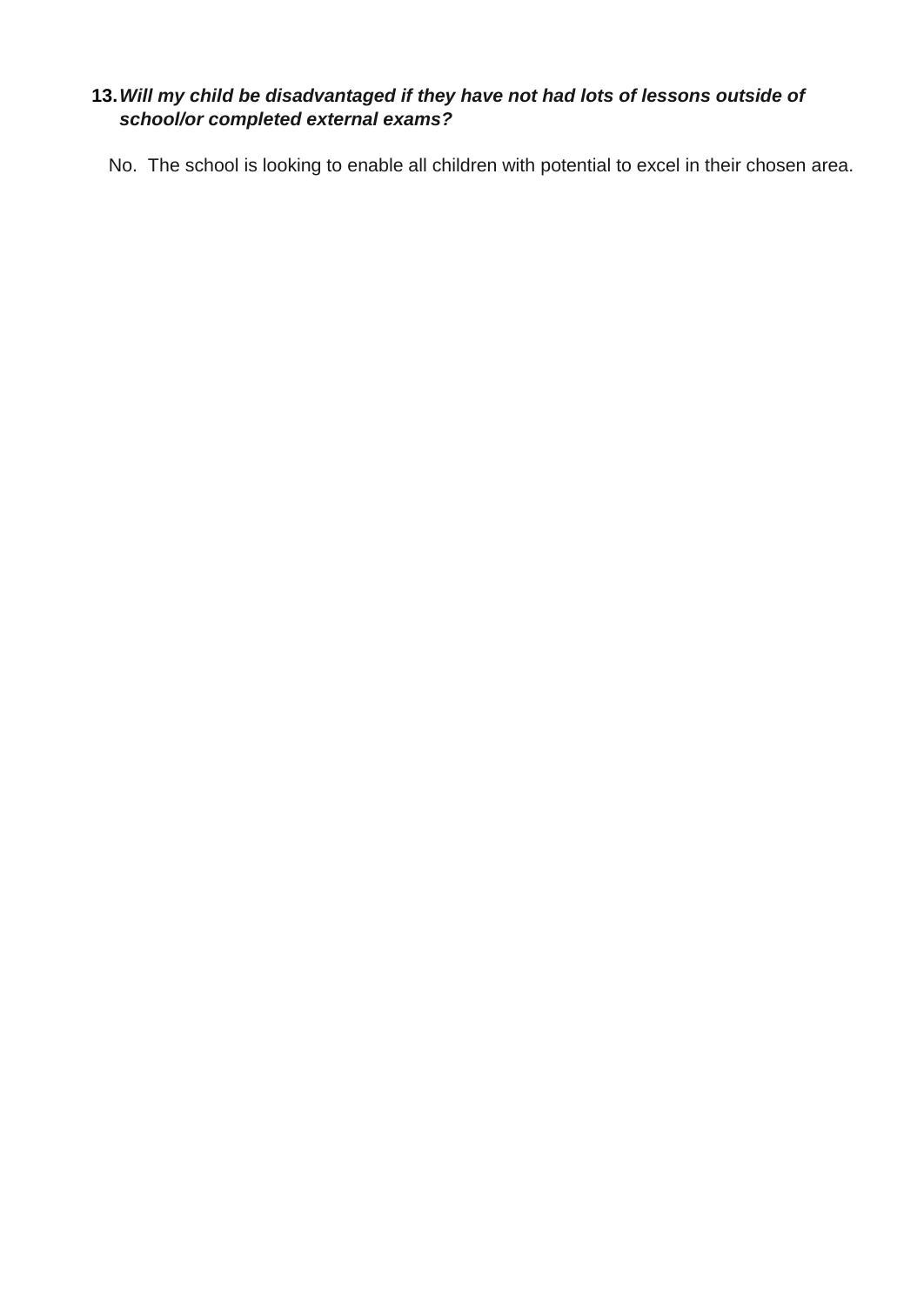13. ***Will my child be disadvantaged if they have not had lots of lessons outside of school/or completed external exams?***

    No. The school is looking to enable all children with potential to excel in their chosen area.